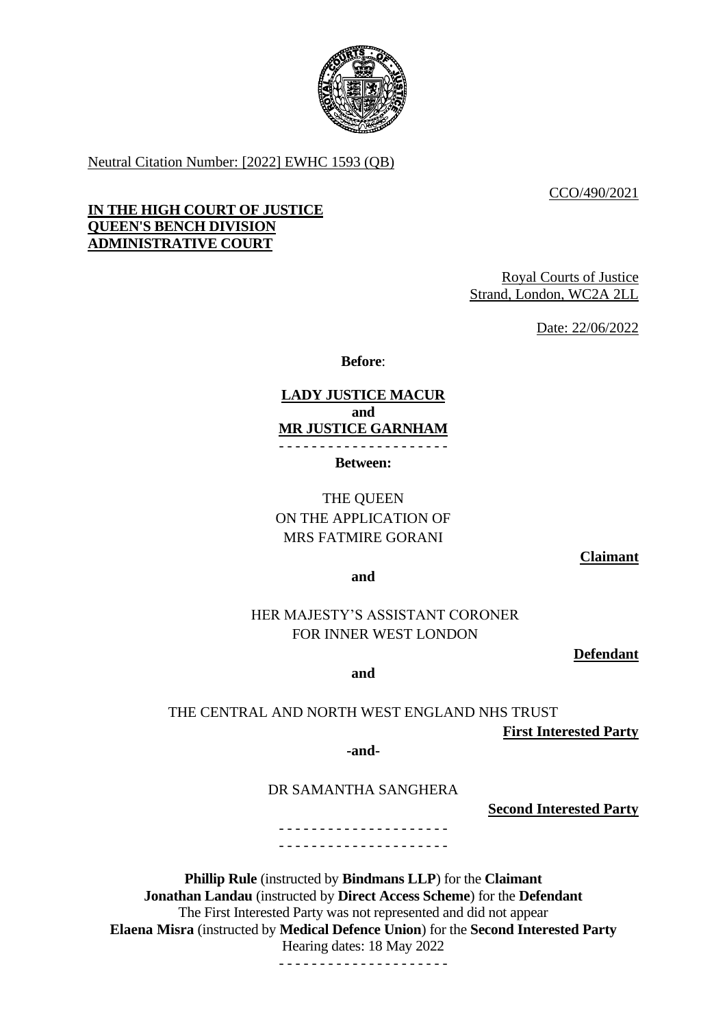Neutral Citation Number: [2022] EWHC 1593 (QB)

CCO/490/2021

**IN THE HIGH COURT OF JUSTICE**
**QUEEN'S BENCH DIVISION**
**ADMINISTRATIVE COURT**

Royal Courts of Justice
Strand, London, WC2A 2LL

Date: 22/06/2022

**Before**:

**LADY JUSTICE MACUR**
**and**
**MR JUSTICE GARNHAM**

- - - - - - - - - - - - - - - - - - - - -

**Between:**

THE QUEEN
ON THE APPLICATION OF
MRS FATMIRE GORANI

**Claimant**

**and**

HER MAJESTY'S ASSISTANT CORONER
FOR INNER WEST LONDON

**Defendant**

**and**

THE CENTRAL AND NORTH WEST ENGLAND NHS TRUST

**First Interested Party**

**-and-**

DR SAMANTHA SANGHERA

**Second Interested Party**

- - - - - - - - - - - - - - - - - - - - -
- - - - - - - - - - - - - - - - - - - - -

**Phillip Rule** (instructed by **Bindmans LLP**) for the **Claimant**
**Jonathan Landau** (instructed by **Direct Access Scheme**) for the **Defendant**
The First Interested Party was not represented and did not appear
**Elaena Misra** (instructed by **Medical Defence Union**) for the **Second Interested Party**
Hearing dates: 18 May 2022

- - - - - - - - - - - - - - - - - - - - -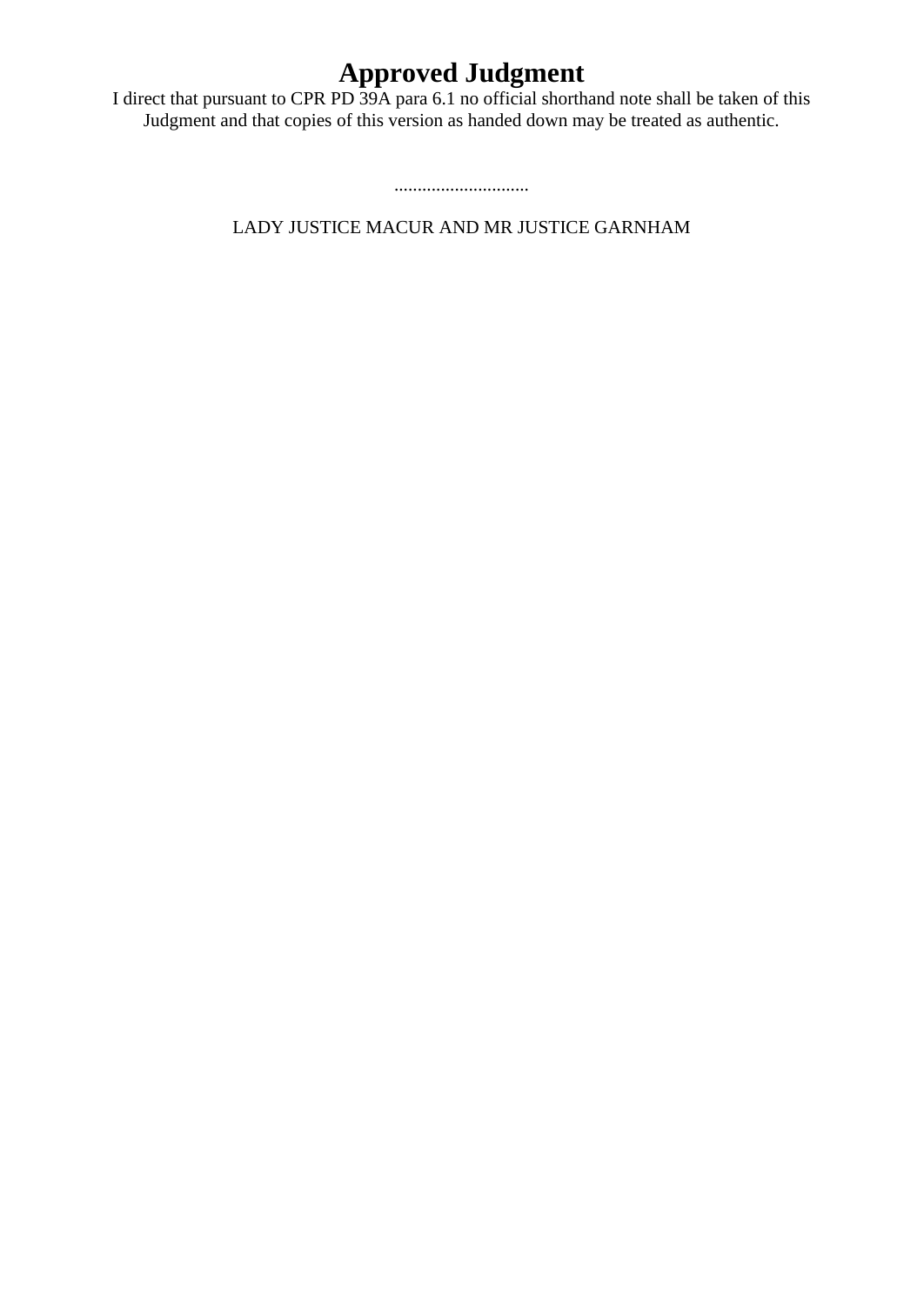# Approved Judgment

I direct that pursuant to CPR PD 39A para 6.1 no official shorthand note shall be taken of this Judgment and that copies of this version as handed down may be treated as authentic.

.............................

LADY JUSTICE MACUR AND MR JUSTICE GARNHAM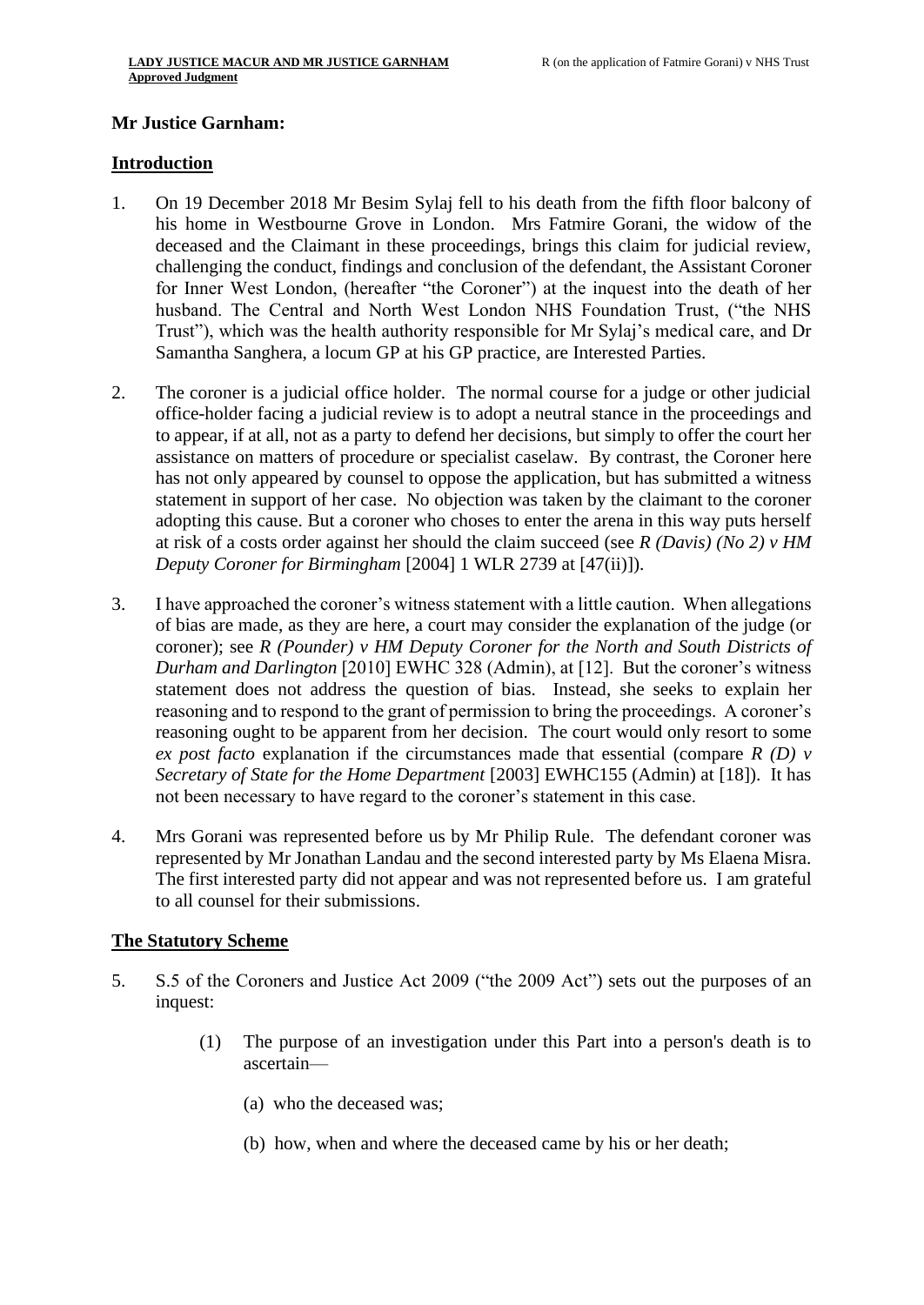## Mr Justice Garnham:

### Introduction

1. On 19 December 2018 Mr Besim Sylaj fell to his death from the fifth floor balcony of his home in Westbourne Grove in London. Mrs Fatmire Gorani, the widow of the deceased and the Claimant in these proceedings, brings this claim for judicial review, challenging the conduct, findings and conclusion of the defendant, the Assistant Coroner for Inner West London, (hereafter "the Coroner") at the inquest into the death of her husband. The Central and North West London NHS Foundation Trust, ("the NHS Trust"), which was the health authority responsible for Mr Sylaj's medical care, and Dr Samantha Sanghera, a locum GP at his GP practice, are Interested Parties.

2. The coroner is a judicial office holder. The normal course for a judge or other judicial office-holder facing a judicial review is to adopt a neutral stance in the proceedings and to appear, if at all, not as a party to defend her decisions, but simply to offer the court her assistance on matters of procedure or specialist caselaw. By contrast, the Coroner here has not only appeared by counsel to oppose the application, but has submitted a witness statement in support of her case. No objection was taken by the claimant to the coroner adopting this cause. But a coroner who choses to enter the arena in this way puts herself at risk of a costs order against her should the claim succeed (see *R (Davis) (No 2) v HM Deputy Coroner for Birmingham* [2004] 1 WLR 2739 at [47(ii)]).

3. I have approached the coroner's witness statement with a little caution. When allegations of bias are made, as they are here, a court may consider the explanation of the judge (or coroner); see *R (Pounder) v HM Deputy Coroner for the North and South Districts of Durham and Darlington* [2010] EWHC 328 (Admin), at [12]. But the coroner's witness statement does not address the question of bias. Instead, she seeks to explain her reasoning and to respond to the grant of permission to bring the proceedings. A coroner's reasoning ought to be apparent from her decision. The court would only resort to some *ex post facto* explanation if the circumstances made that essential (compare *R (D) v Secretary of State for the Home Department* [2003] EWHC155 (Admin) at [18]). It has not been necessary to have regard to the coroner's statement in this case.

4. Mrs Gorani was represented before us by Mr Philip Rule. The defendant coroner was represented by Mr Jonathan Landau and the second interested party by Ms Elaena Misra. The first interested party did not appear and was not represented before us. I am grateful to all counsel for their submissions.

### The Statutory Scheme

5. S.5 of the Coroners and Justice Act 2009 ("the 2009 Act") sets out the purposes of an inquest:

   (1) The purpose of an investigation under this Part into a person's death is to ascertain—

   (a) who the deceased was;

   (b) how, when and where the deceased came by his or her death;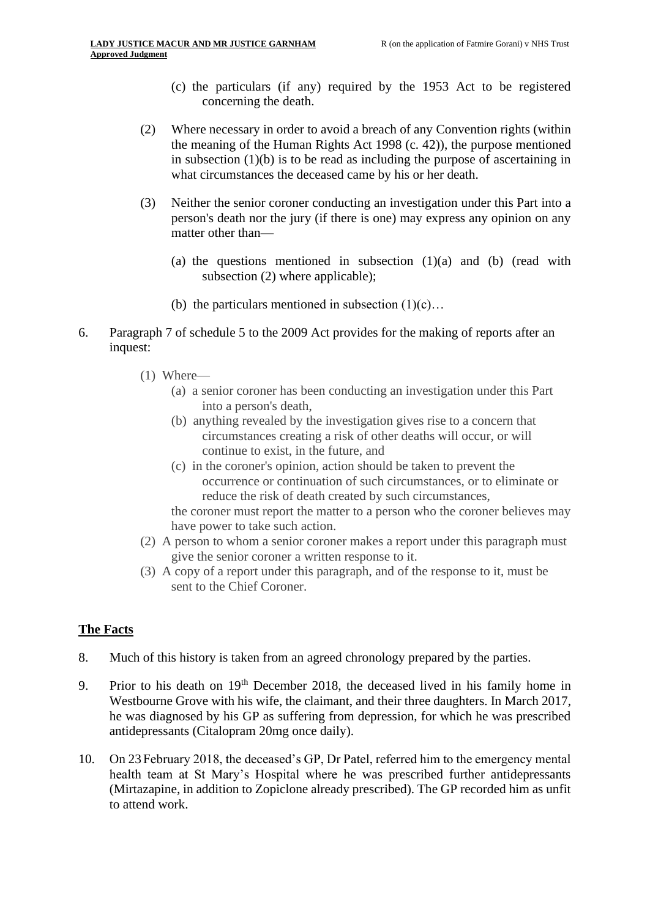(c) the particulars (if any) required by the 1953 Act to be registered concerning the death.

(2) Where necessary in order to avoid a breach of any Convention rights (within the meaning of the Human Rights Act 1998 (c. 42)), the purpose mentioned in subsection (1)(b) is to be read as including the purpose of ascertaining in what circumstances the deceased came by his or her death.

(3) Neither the senior coroner conducting an investigation under this Part into a person's death nor the jury (if there is one) may express any opinion on any matter other than—

(a) the questions mentioned in subsection (1)(a) and (b) (read with subsection (2) where applicable);

(b) the particulars mentioned in subsection (1)(c)…

6. Paragraph 7 of schedule 5 to the 2009 Act provides for the making of reports after an inquest:

(1) Where—
  (a) a senior coroner has been conducting an investigation under this Part into a person's death,
  (b) anything revealed by the investigation gives rise to a concern that circumstances creating a risk of other deaths will occur, or will continue to exist, in the future, and
  (c) in the coroner's opinion, action should be taken to prevent the occurrence or continuation of such circumstances, or to eliminate or reduce the risk of death created by such circumstances,

the coroner must report the matter to a person who the coroner believes may have power to take such action.

(2) A person to whom a senior coroner makes a report under this paragraph must give the senior coroner a written response to it.

(3) A copy of a report under this paragraph, and of the response to it, must be sent to the Chief Coroner.

## The Facts

8. Much of this history is taken from an agreed chronology prepared by the parties.

9. Prior to his death on 19th December 2018, the deceased lived in his family home in Westbourne Grove with his wife, the claimant, and their three daughters. In March 2017, he was diagnosed by his GP as suffering from depression, for which he was prescribed antidepressants (Citalopram 20mg once daily).

10. On 23 February 2018, the deceased's GP, Dr Patel, referred him to the emergency mental health team at St Mary's Hospital where he was prescribed further antidepressants (Mirtazapine, in addition to Zopiclone already prescribed). The GP recorded him as unfit to attend work.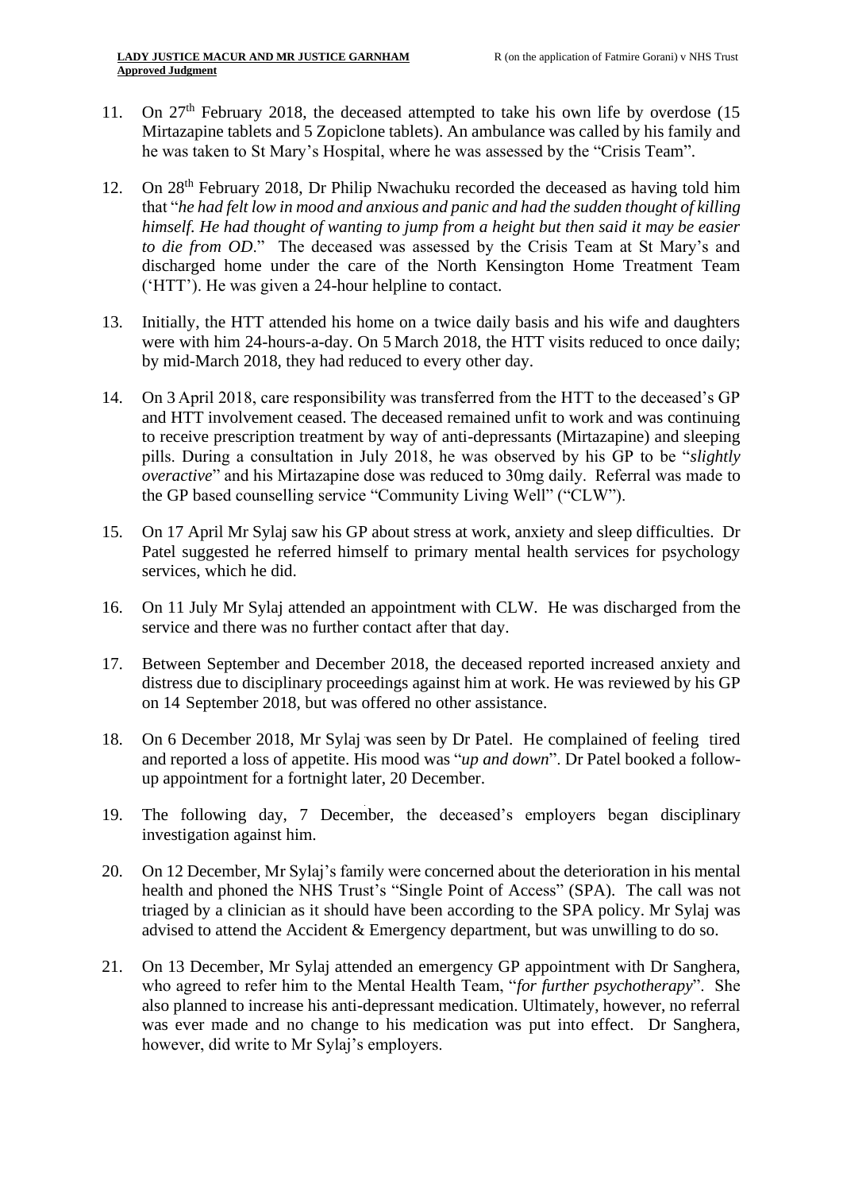11. On 27th February 2018, the deceased attempted to take his own life by overdose (15 Mirtazapine tablets and 5 Zopiclone tablets). An ambulance was called by his family and he was taken to St Mary's Hospital, where he was assessed by the "Crisis Team".

12. On 28th February 2018, Dr Philip Nwachuku recorded the deceased as having told him that "*he had felt low in mood and anxious and panic and had the sudden thought of killing himself. He had thought of wanting to jump from a height but then said it may be easier to die from OD*." The deceased was assessed by the Crisis Team at St Mary's and discharged home under the care of the North Kensington Home Treatment Team ('HTT'). He was given a 24-hour helpline to contact.

13. Initially, the HTT attended his home on a twice daily basis and his wife and daughters were with him 24-hours-a-day. On 5 March 2018, the HTT visits reduced to once daily; by mid-March 2018, they had reduced to every other day.

14. On 3 April 2018, care responsibility was transferred from the HTT to the deceased's GP and HTT involvement ceased. The deceased remained unfit to work and was continuing to receive prescription treatment by way of anti-depressants (Mirtazapine) and sleeping pills. During a consultation in July 2018, he was observed by his GP to be "*slightly overactive*" and his Mirtazapine dose was reduced to 30mg daily. Referral was made to the GP based counselling service "Community Living Well" ("CLW").

15. On 17 April Mr Sylaj saw his GP about stress at work, anxiety and sleep difficulties. Dr Patel suggested he referred himself to primary mental health services for psychology services, which he did.

16. On 11 July Mr Sylaj attended an appointment with CLW. He was discharged from the service and there was no further contact after that day.

17. Between September and December 2018, the deceased reported increased anxiety and distress due to disciplinary proceedings against him at work. He was reviewed by his GP on 14 September 2018, but was offered no other assistance.

18. On 6 December 2018, Mr Sylaj was seen by Dr Patel. He complained of feeling tired and reported a loss of appetite. His mood was "*up and down*". Dr Patel booked a follow-up appointment for a fortnight later, 20 December.

19. The following day, 7 December, the deceased's employers began disciplinary investigation against him.

20. On 12 December, Mr Sylaj's family were concerned about the deterioration in his mental health and phoned the NHS Trust's "Single Point of Access" (SPA). The call was not triaged by a clinician as it should have been according to the SPA policy. Mr Sylaj was advised to attend the Accident & Emergency department, but was unwilling to do so.

21. On 13 December, Mr Sylaj attended an emergency GP appointment with Dr Sanghera, who agreed to refer him to the Mental Health Team, "*for further psychotherapy*". She also planned to increase his anti-depressant medication. Ultimately, however, no referral was ever made and no change to his medication was put into effect. Dr Sanghera, however, did write to Mr Sylaj's employers.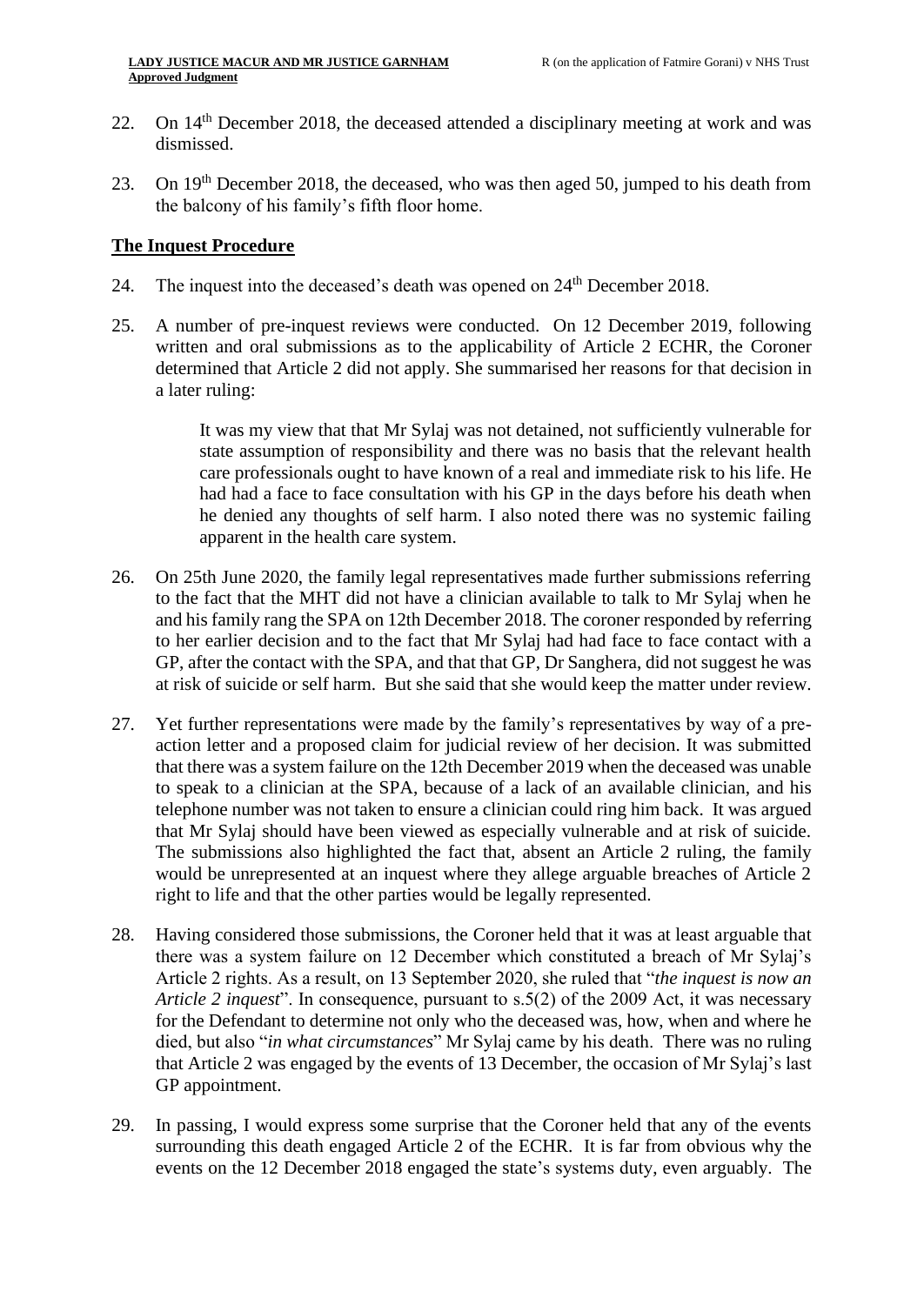22. On 14th December 2018, the deceased attended a disciplinary meeting at work and was dismissed.

23. On 19th December 2018, the deceased, who was then aged 50, jumped to his death from the balcony of his family's fifth floor home.

## The Inquest Procedure

24. The inquest into the deceased's death was opened on 24th December 2018.

25. A number of pre-inquest reviews were conducted. On 12 December 2019, following written and oral submissions as to the applicability of Article 2 ECHR, the Coroner determined that Article 2 did not apply. She summarised her reasons for that decision in a later ruling:

> It was my view that that Mr Sylaj was not detained, not sufficiently vulnerable for state assumption of responsibility and there was no basis that the relevant health care professionals ought to have known of a real and immediate risk to his life. He had had a face to face consultation with his GP in the days before his death when he denied any thoughts of self harm. I also noted there was no systemic failing apparent in the health care system.

26. On 25th June 2020, the family legal representatives made further submissions referring to the fact that the MHT did not have a clinician available to talk to Mr Sylaj when he and his family rang the SPA on 12th December 2018. The coroner responded by referring to her earlier decision and to the fact that Mr Sylaj had had face to face contact with a GP, after the contact with the SPA, and that that GP, Dr Sanghera, did not suggest he was at risk of suicide or self harm. But she said that she would keep the matter under review.

27. Yet further representations were made by the family's representatives by way of a pre-action letter and a proposed claim for judicial review of her decision. It was submitted that there was a system failure on the 12th December 2019 when the deceased was unable to speak to a clinician at the SPA, because of a lack of an available clinician, and his telephone number was not taken to ensure a clinician could ring him back. It was argued that Mr Sylaj should have been viewed as especially vulnerable and at risk of suicide. The submissions also highlighted the fact that, absent an Article 2 ruling, the family would be unrepresented at an inquest where they allege arguable breaches of Article 2 right to life and that the other parties would be legally represented.

28. Having considered those submissions, the Coroner held that it was at least arguable that there was a system failure on 12 December which constituted a breach of Mr Sylaj's Article 2 rights. As a result, on 13 September 2020, she ruled that "*the inquest is now an Article 2 inquest*". In consequence, pursuant to s.5(2) of the 2009 Act, it was necessary for the Defendant to determine not only who the deceased was, how, when and where he died, but also "*in what circumstances*" Mr Sylaj came by his death. There was no ruling that Article 2 was engaged by the events of 13 December, the occasion of Mr Sylaj's last GP appointment.

29. In passing, I would express some surprise that the Coroner held that any of the events surrounding this death engaged Article 2 of the ECHR. It is far from obvious why the events on the 12 December 2018 engaged the state's systems duty, even arguably. The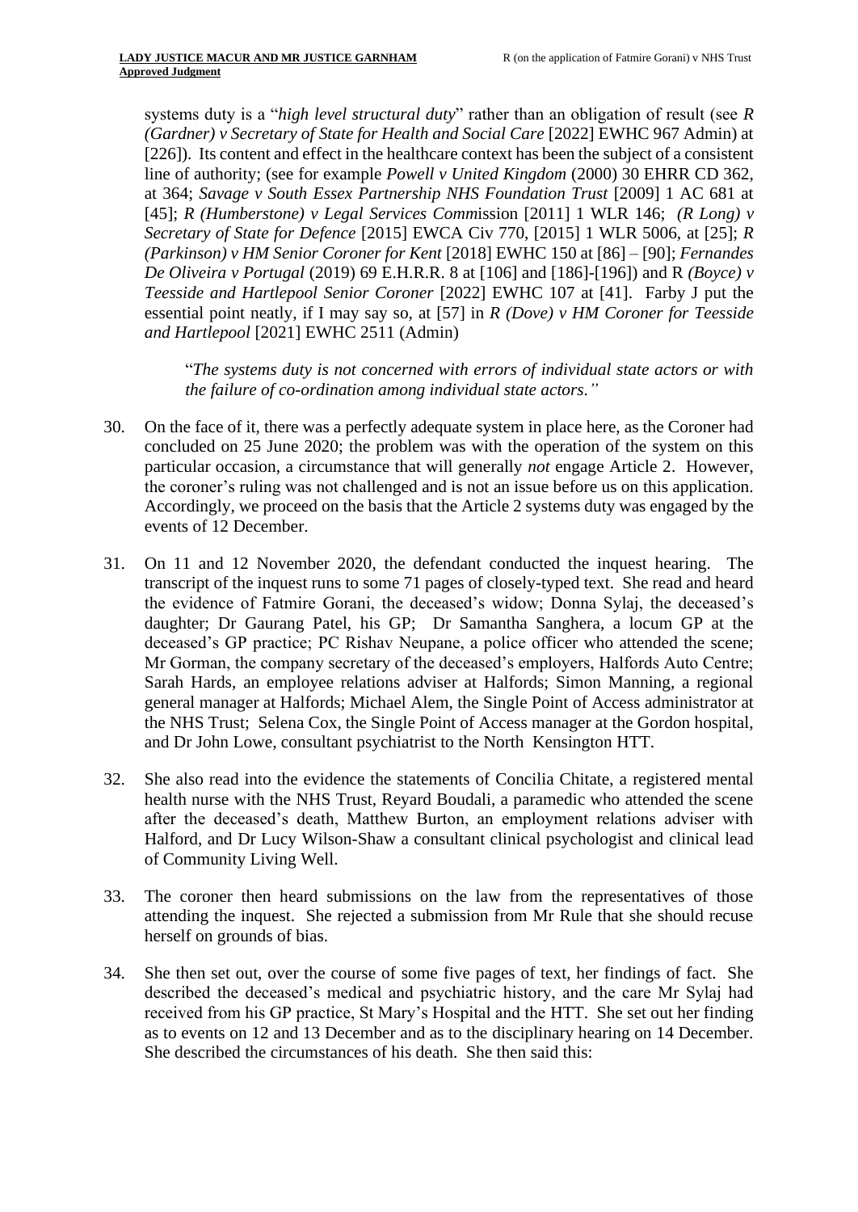systems duty is a "*high level structural duty*" rather than an obligation of result (see *R (Gardner) v Secretary of State for Health and Social Care* [2022] EWHC 967 Admin) at [226]). Its content and effect in the healthcare context has been the subject of a consistent line of authority; (see for example *Powell v United Kingdom* (2000) 30 EHRR CD 362, at 364; *Savage v South Essex Partnership NHS Foundation Trust* [2009] 1 AC 681 at [45]; *R (Humberstone) v Legal Services Comm*ission [2011] 1 WLR 146; *(R Long) v Secretary of State for Defence* [2015] EWCA Civ 770, [2015] 1 WLR 5006, at [25]; *R (Parkinson) v HM Senior Coroner for Kent* [2018] EWHC 150 at [86] – [90]; *Fernandes De Oliveira v Portugal* (2019) 69 E.H.R.R. 8 at [106] and [186]-[196]) and R *(Boyce) v Teesside and Hartlepool Senior Coroner* [2022] EWHC 107 at [41]. Farby J put the essential point neatly, if I may say so, at [57] in *R (Dove) v HM Coroner for Teesside and Hartlepool* [2021] EWHC 2511 (Admin)

> "*The systems duty is not concerned with errors of individual state actors or with the failure of co-ordination among individual state actors."*

30. On the face of it, there was a perfectly adequate system in place here, as the Coroner had concluded on 25 June 2020; the problem was with the operation of the system on this particular occasion, a circumstance that will generally *not* engage Article 2. However, the coroner's ruling was not challenged and is not an issue before us on this application. Accordingly, we proceed on the basis that the Article 2 systems duty was engaged by the events of 12 December.

31. On 11 and 12 November 2020, the defendant conducted the inquest hearing. The transcript of the inquest runs to some 71 pages of closely-typed text. She read and heard the evidence of Fatmire Gorani, the deceased's widow; Donna Sylaj, the deceased's daughter; Dr Gaurang Patel, his GP; Dr Samantha Sanghera, a locum GP at the deceased's GP practice; PC Rishav Neupane, a police officer who attended the scene; Mr Gorman, the company secretary of the deceased's employers, Halfords Auto Centre; Sarah Hards, an employee relations adviser at Halfords; Simon Manning, a regional general manager at Halfords; Michael Alem, the Single Point of Access administrator at the NHS Trust; Selena Cox, the Single Point of Access manager at the Gordon hospital, and Dr John Lowe, consultant psychiatrist to the North Kensington HTT.

32. She also read into the evidence the statements of Concilia Chitate, a registered mental health nurse with the NHS Trust, Reyard Boudali, a paramedic who attended the scene after the deceased's death, Matthew Burton, an employment relations adviser with Halford, and Dr Lucy Wilson-Shaw a consultant clinical psychologist and clinical lead of Community Living Well.

33. The coroner then heard submissions on the law from the representatives of those attending the inquest. She rejected a submission from Mr Rule that she should recuse herself on grounds of bias.

34. She then set out, over the course of some five pages of text, her findings of fact. She described the deceased's medical and psychiatric history, and the care Mr Sylaj had received from his GP practice, St Mary's Hospital and the HTT. She set out her finding as to events on 12 and 13 December and as to the disciplinary hearing on 14 December. She described the circumstances of his death. She then said this: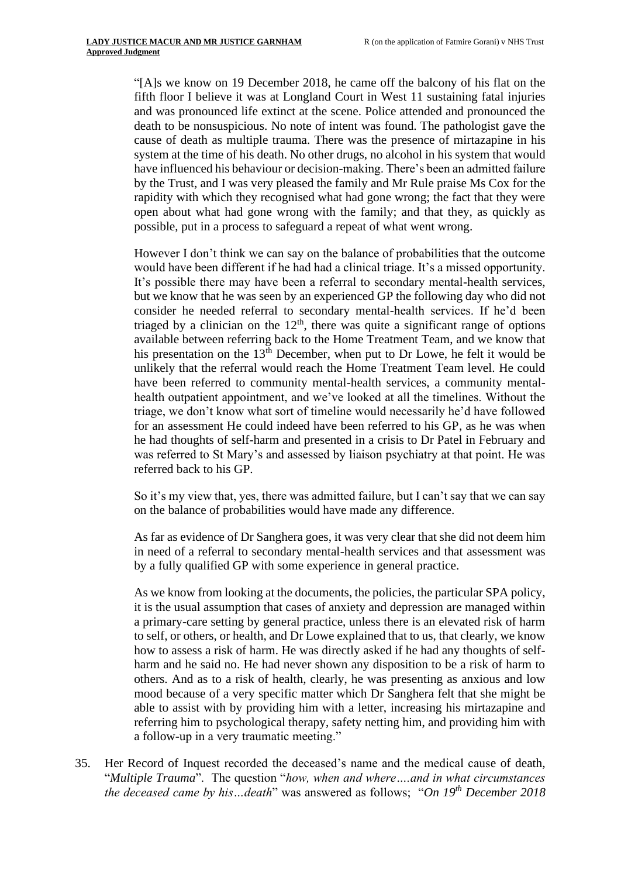"[A]s we know on 19 December 2018, he came off the balcony of his flat on the fifth floor I believe it was at Longland Court in West 11 sustaining fatal injuries and was pronounced life extinct at the scene. Police attended and pronounced the death to be nonsuspicious. No note of intent was found. The pathologist gave the cause of death as multiple trauma. There was the presence of mirtazapine in his system at the time of his death. No other drugs, no alcohol in his system that would have influenced his behaviour or decision-making. There's been an admitted failure by the Trust, and I was very pleased the family and Mr Rule praise Ms Cox for the rapidity with which they recognised what had gone wrong; the fact that they were open about what had gone wrong with the family; and that they, as quickly as possible, put in a process to safeguard a repeat of what went wrong.

However I don't think we can say on the balance of probabilities that the outcome would have been different if he had had a clinical triage. It's a missed opportunity. It's possible there may have been a referral to secondary mental-health services, but we know that he was seen by an experienced GP the following day who did not consider he needed referral to secondary mental-health services. If he'd been triaged by a clinician on the 12th, there was quite a significant range of options available between referring back to the Home Treatment Team, and we know that his presentation on the 13th December, when put to Dr Lowe, he felt it would be unlikely that the referral would reach the Home Treatment Team level. He could have been referred to community mental-health services, a community mental-health outpatient appointment, and we've looked at all the timelines. Without the triage, we don't know what sort of timeline would necessarily he'd have followed for an assessment He could indeed have been referred to his GP, as he was when he had thoughts of self-harm and presented in a crisis to Dr Patel in February and was referred to St Mary's and assessed by liaison psychiatry at that point. He was referred back to his GP.

So it's my view that, yes, there was admitted failure, but I can't say that we can say on the balance of probabilities would have made any difference.

As far as evidence of Dr Sanghera goes, it was very clear that she did not deem him in need of a referral to secondary mental-health services and that assessment was by a fully qualified GP with some experience in general practice.

As we know from looking at the documents, the policies, the particular SPA policy, it is the usual assumption that cases of anxiety and depression are managed within a primary-care setting by general practice, unless there is an elevated risk of harm to self, or others, or health, and Dr Lowe explained that to us, that clearly, we know how to assess a risk of harm. He was directly asked if he had any thoughts of self-harm and he said no. He had never shown any disposition to be a risk of harm to others. And as to a risk of health, clearly, he was presenting as anxious and low mood because of a very specific matter which Dr Sanghera felt that she might be able to assist with by providing him with a letter, increasing his mirtazapine and referring him to psychological therapy, safety netting him, and providing him with a follow-up in a very traumatic meeting."

35. Her Record of Inquest recorded the deceased's name and the medical cause of death, "*Multiple Trauma*". The question "*how, when and where….and in what circumstances the deceased came by his…death*" was answered as follows; "*On 19th December 2018*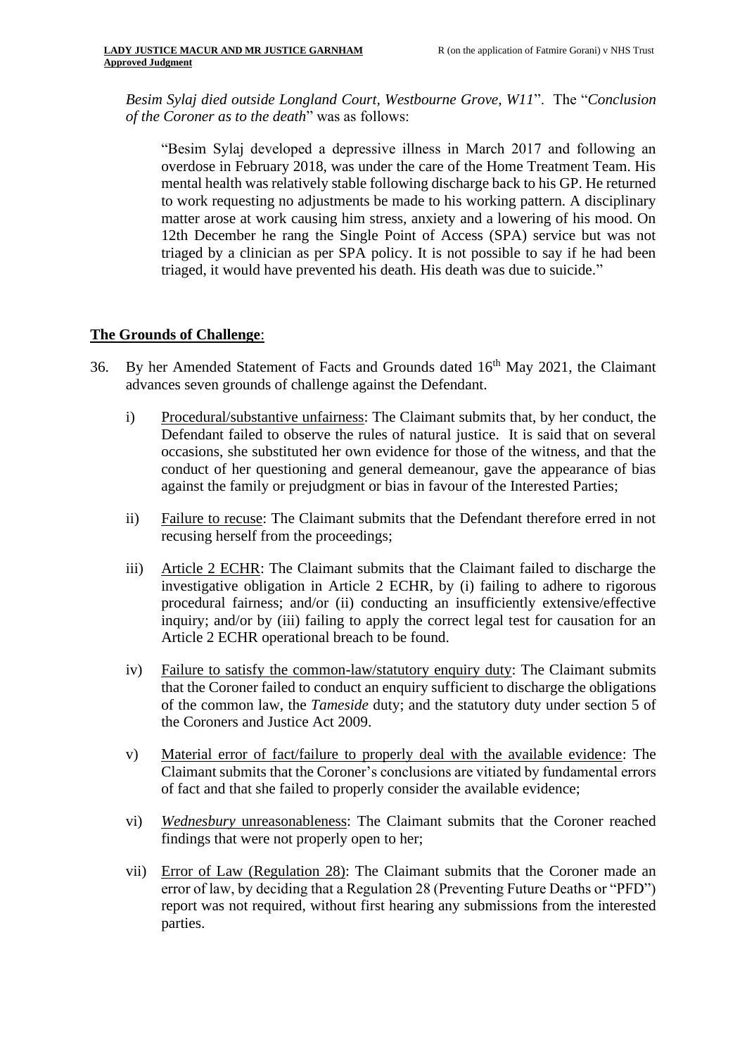*Besim Sylaj died outside Longland Court, Westbourne Grove, W11*". The "*Conclusion of the Coroner as to the death*" was as follows:

> "Besim Sylaj developed a depressive illness in March 2017 and following an overdose in February 2018, was under the care of the Home Treatment Team. His mental health was relatively stable following discharge back to his GP. He returned to work requesting no adjustments be made to his working pattern. A disciplinary matter arose at work causing him stress, anxiety and a lowering of his mood. On 12th December he rang the Single Point of Access (SPA) service but was not triaged by a clinician as per SPA policy. It is not possible to say if he had been triaged, it would have prevented his death. His death was due to suicide."

## The Grounds of Challenge:

36. By her Amended Statement of Facts and Grounds dated 16th May 2021, the Claimant advances seven grounds of challenge against the Defendant.

    i) Procedural/substantive unfairness: The Claimant submits that, by her conduct, the Defendant failed to observe the rules of natural justice. It is said that on several occasions, she substituted her own evidence for those of the witness, and that the conduct of her questioning and general demeanour, gave the appearance of bias against the family or prejudgment or bias in favour of the Interested Parties;

    ii) Failure to recuse: The Claimant submits that the Defendant therefore erred in not recusing herself from the proceedings;

    iii) Article 2 ECHR: The Claimant submits that the Claimant failed to discharge the investigative obligation in Article 2 ECHR, by (i) failing to adhere to rigorous procedural fairness; and/or (ii) conducting an insufficiently extensive/effective inquiry; and/or by (iii) failing to apply the correct legal test for causation for an Article 2 ECHR operational breach to be found.

    iv) Failure to satisfy the common-law/statutory enquiry duty: The Claimant submits that the Coroner failed to conduct an enquiry sufficient to discharge the obligations of the common law, the *Tameside* duty; and the statutory duty under section 5 of the Coroners and Justice Act 2009.

    v) Material error of fact/failure to properly deal with the available evidence: The Claimant submits that the Coroner's conclusions are vitiated by fundamental errors of fact and that she failed to properly consider the available evidence;

    vi) *Wednesbury* unreasonableness: The Claimant submits that the Coroner reached findings that were not properly open to her;

    vii) Error of Law (Regulation 28): The Claimant submits that the Coroner made an error of law, by deciding that a Regulation 28 (Preventing Future Deaths or "PFD") report was not required, without first hearing any submissions from the interested parties.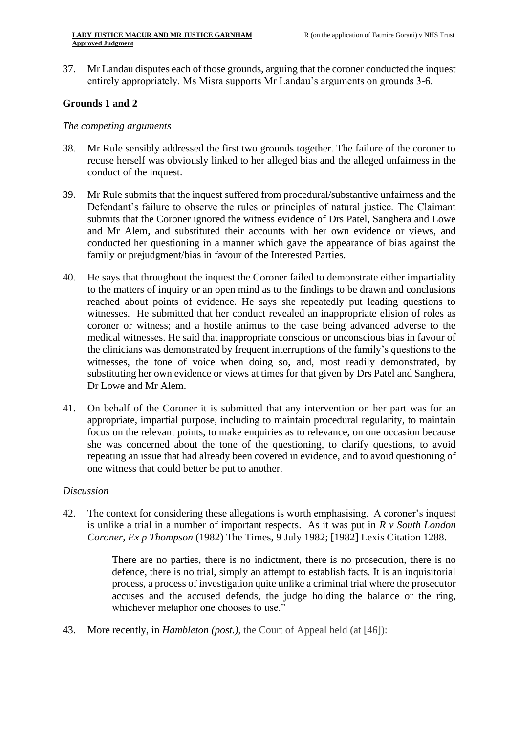37. Mr Landau disputes each of those grounds, arguing that the coroner conducted the inquest entirely appropriately. Ms Misra supports Mr Landau's arguments on grounds 3-6.

## Grounds 1 and 2

*The competing arguments*

38. Mr Rule sensibly addressed the first two grounds together. The failure of the coroner to recuse herself was obviously linked to her alleged bias and the alleged unfairness in the conduct of the inquest.

39. Mr Rule submits that the inquest suffered from procedural/substantive unfairness and the Defendant's failure to observe the rules or principles of natural justice. The Claimant submits that the Coroner ignored the witness evidence of Drs Patel, Sanghera and Lowe and Mr Alem, and substituted their accounts with her own evidence or views, and conducted her questioning in a manner which gave the appearance of bias against the family or prejudgment/bias in favour of the Interested Parties.

40. He says that throughout the inquest the Coroner failed to demonstrate either impartiality to the matters of inquiry or an open mind as to the findings to be drawn and conclusions reached about points of evidence. He says she repeatedly put leading questions to witnesses. He submitted that her conduct revealed an inappropriate elision of roles as coroner or witness; and a hostile animus to the case being advanced adverse to the medical witnesses. He said that inappropriate conscious or unconscious bias in favour of the clinicians was demonstrated by frequent interruptions of the family's questions to the witnesses, the tone of voice when doing so, and, most readily demonstrated, by substituting her own evidence or views at times for that given by Drs Patel and Sanghera, Dr Lowe and Mr Alem.

41. On behalf of the Coroner it is submitted that any intervention on her part was for an appropriate, impartial purpose, including to maintain procedural regularity, to maintain focus on the relevant points, to make enquiries as to relevance, on one occasion because she was concerned about the tone of the questioning, to clarify questions, to avoid repeating an issue that had already been covered in evidence, and to avoid questioning of one witness that could better be put to another.

*Discussion*

42. The context for considering these allegations is worth emphasising. A coroner's inquest is unlike a trial in a number of important respects. As it was put in *R v South London Coroner, Ex p Thompson* (1982) The Times, 9 July 1982; [1982] Lexis Citation 1288.

> There are no parties, there is no indictment, there is no prosecution, there is no defence, there is no trial, simply an attempt to establish facts. It is an inquisitorial process, a process of investigation quite unlike a criminal trial where the prosecutor accuses and the accused defends, the judge holding the balance or the ring, whichever metaphor one chooses to use."

43. More recently, in *Hambleton (post.)*, the Court of Appeal held (at [46]):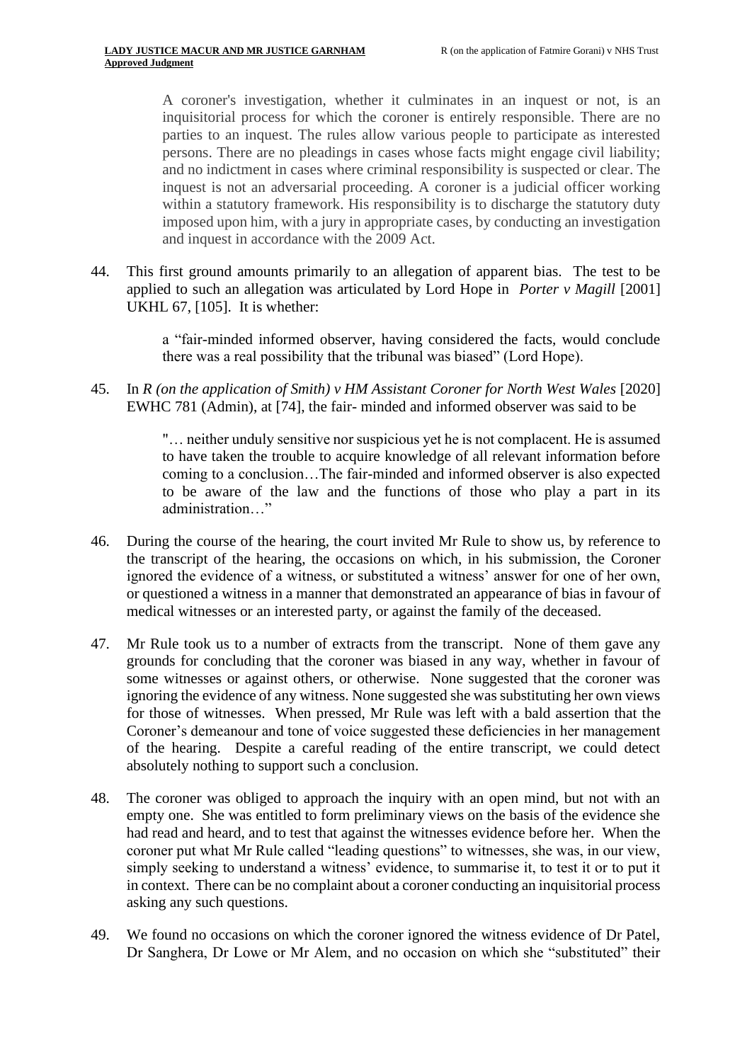> A coroner's investigation, whether it culminates in an inquest or not, is an inquisitorial process for which the coroner is entirely responsible. There are no parties to an inquest. The rules allow various people to participate as interested persons. There are no pleadings in cases whose facts might engage civil liability; and no indictment in cases where criminal responsibility is suspected or clear. The inquest is not an adversarial proceeding. A coroner is a judicial officer working within a statutory framework. His responsibility is to discharge the statutory duty imposed upon him, with a jury in appropriate cases, by conducting an investigation and inquest in accordance with the 2009 Act.

44. This first ground amounts primarily to an allegation of apparent bias. The test to be applied to such an allegation was articulated by Lord Hope in *Porter v Magill* [2001] UKHL 67, [105]. It is whether:

> a "fair-minded informed observer, having considered the facts, would conclude there was a real possibility that the tribunal was biased" (Lord Hope).

45. In *R (on the application of Smith) v HM Assistant Coroner for North West Wales* [2020] EWHC 781 (Admin), at [74], the fair- minded and informed observer was said to be

> "… neither unduly sensitive nor suspicious yet he is not complacent. He is assumed to have taken the trouble to acquire knowledge of all relevant information before coming to a conclusion…The fair-minded and informed observer is also expected to be aware of the law and the functions of those who play a part in its administration…"

46. During the course of the hearing, the court invited Mr Rule to show us, by reference to the transcript of the hearing, the occasions on which, in his submission, the Coroner ignored the evidence of a witness, or substituted a witness' answer for one of her own, or questioned a witness in a manner that demonstrated an appearance of bias in favour of medical witnesses or an interested party, or against the family of the deceased.

47. Mr Rule took us to a number of extracts from the transcript. None of them gave any grounds for concluding that the coroner was biased in any way, whether in favour of some witnesses or against others, or otherwise. None suggested that the coroner was ignoring the evidence of any witness. None suggested she was substituting her own views for those of witnesses. When pressed, Mr Rule was left with a bald assertion that the Coroner's demeanour and tone of voice suggested these deficiencies in her management of the hearing. Despite a careful reading of the entire transcript, we could detect absolutely nothing to support such a conclusion.

48. The coroner was obliged to approach the inquiry with an open mind, but not with an empty one. She was entitled to form preliminary views on the basis of the evidence she had read and heard, and to test that against the witnesses evidence before her. When the coroner put what Mr Rule called "leading questions" to witnesses, she was, in our view, simply seeking to understand a witness' evidence, to summarise it, to test it or to put it in context. There can be no complaint about a coroner conducting an inquisitorial process asking any such questions.

49. We found no occasions on which the coroner ignored the witness evidence of Dr Patel, Dr Sanghera, Dr Lowe or Mr Alem, and no occasion on which she "substituted" their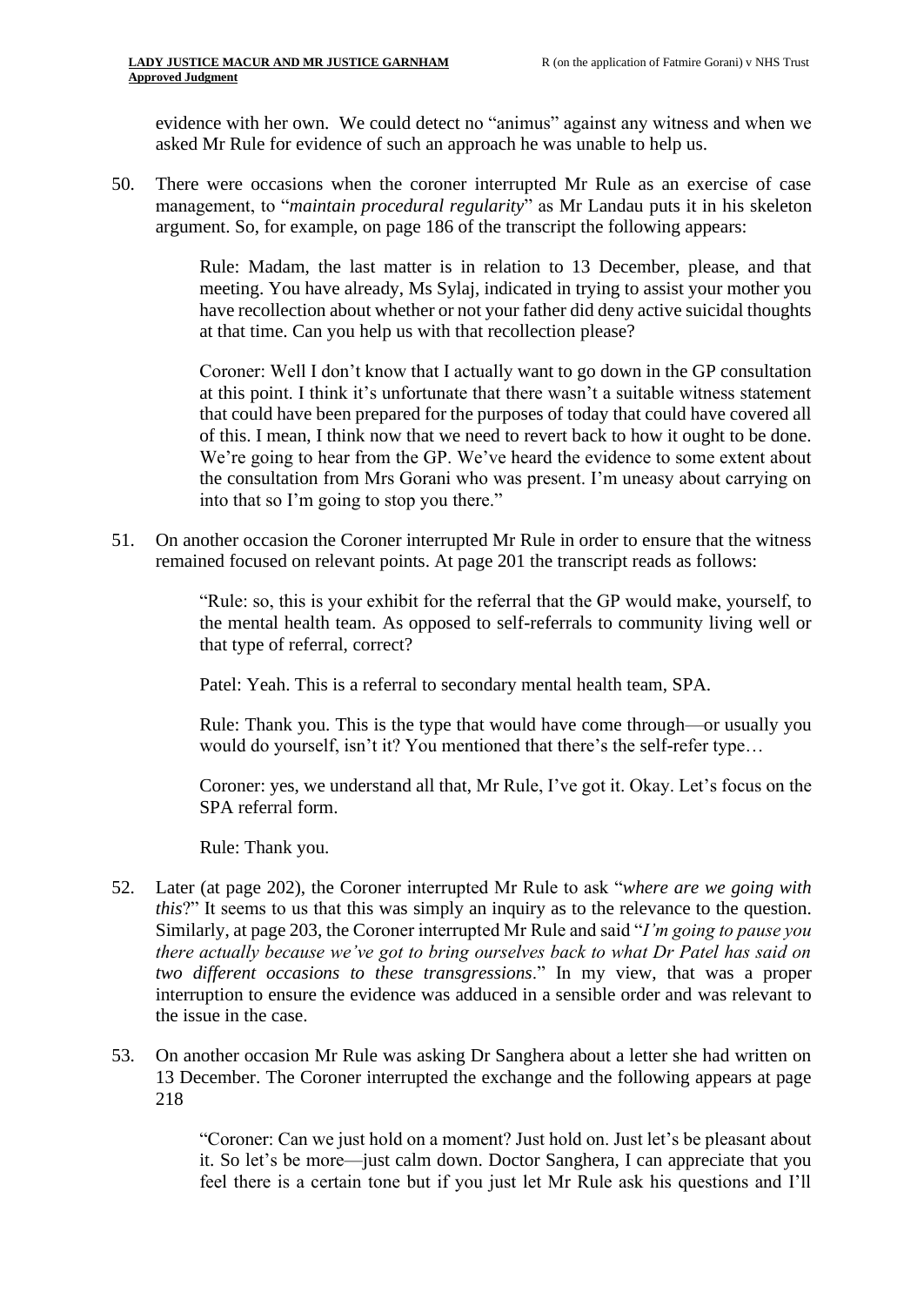evidence with her own. We could detect no "animus" against any witness and when we asked Mr Rule for evidence of such an approach he was unable to help us.

50. There were occasions when the coroner interrupted Mr Rule as an exercise of case management, to "*maintain procedural regularity*" as Mr Landau puts it in his skeleton argument. So, for example, on page 186 of the transcript the following appears:

> Rule: Madam, the last matter is in relation to 13 December, please, and that meeting. You have already, Ms Sylaj, indicated in trying to assist your mother you have recollection about whether or not your father did deny active suicidal thoughts at that time. Can you help us with that recollection please?
>
> Coroner: Well I don't know that I actually want to go down in the GP consultation at this point. I think it's unfortunate that there wasn't a suitable witness statement that could have been prepared for the purposes of today that could have covered all of this. I mean, I think now that we need to revert back to how it ought to be done. We're going to hear from the GP. We've heard the evidence to some extent about the consultation from Mrs Gorani who was present. I'm uneasy about carrying on into that so I'm going to stop you there."

51. On another occasion the Coroner interrupted Mr Rule in order to ensure that the witness remained focused on relevant points. At page 201 the transcript reads as follows:

> "Rule: so, this is your exhibit for the referral that the GP would make, yourself, to the mental health team. As opposed to self-referrals to community living well or that type of referral, correct?
>
> Patel: Yeah. This is a referral to secondary mental health team, SPA.
>
> Rule: Thank you. This is the type that would have come through—or usually you would do yourself, isn't it? You mentioned that there's the self-refer type…
>
> Coroner: yes, we understand all that, Mr Rule, I've got it. Okay. Let's focus on the SPA referral form.
>
> Rule: Thank you.

52. Later (at page 202), the Coroner interrupted Mr Rule to ask "*where are we going with this*?" It seems to us that this was simply an inquiry as to the relevance to the question. Similarly, at page 203, the Coroner interrupted Mr Rule and said "*I'm going to pause you there actually because we've got to bring ourselves back to what Dr Patel has said on two different occasions to these transgressions*." In my view, that was a proper interruption to ensure the evidence was adduced in a sensible order and was relevant to the issue in the case.

53. On another occasion Mr Rule was asking Dr Sanghera about a letter she had written on 13 December. The Coroner interrupted the exchange and the following appears at page 218

> "Coroner: Can we just hold on a moment? Just hold on. Just let's be pleasant about it. So let's be more—just calm down. Doctor Sanghera, I can appreciate that you feel there is a certain tone but if you just let Mr Rule ask his questions and I'll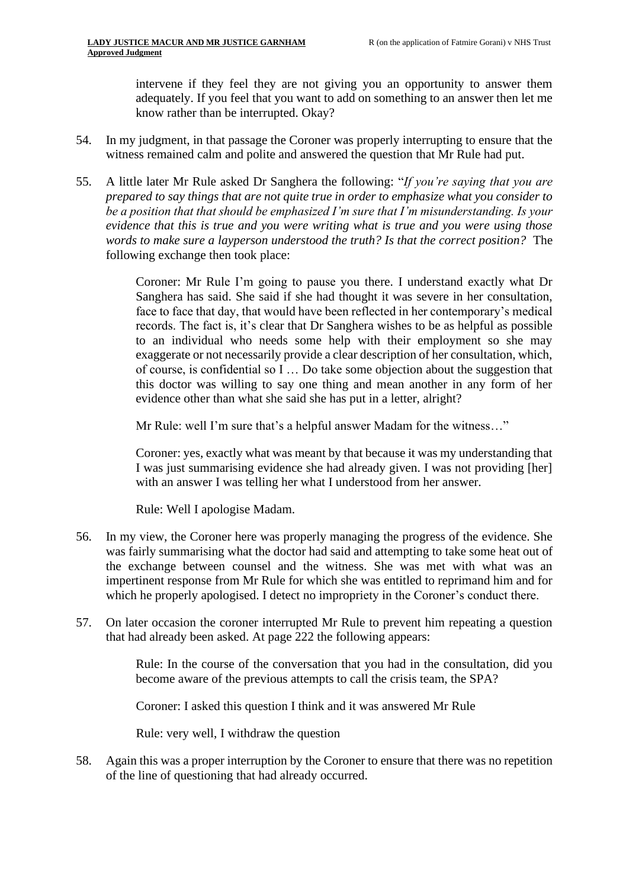intervene if they feel they are not giving you an opportunity to answer them adequately. If you feel that you want to add on something to an answer then let me know rather than be interrupted. Okay?

54. In my judgment, in that passage the Coroner was properly interrupting to ensure that the witness remained calm and polite and answered the question that Mr Rule had put.

55. A little later Mr Rule asked Dr Sanghera the following: "*If you're saying that you are prepared to say things that are not quite true in order to emphasize what you consider to be a position that that should be emphasized I'm sure that I'm misunderstanding. Is your evidence that this is true and you were writing what is true and you were using those words to make sure a layperson understood the truth? Is that the correct position?* The following exchange then took place:

> Coroner: Mr Rule I'm going to pause you there. I understand exactly what Dr Sanghera has said. She said if she had thought it was severe in her consultation, face to face that day, that would have been reflected in her contemporary's medical records. The fact is, it's clear that Dr Sanghera wishes to be as helpful as possible to an individual who needs some help with their employment so she may exaggerate or not necessarily provide a clear description of her consultation, which, of course, is confidential so I … Do take some objection about the suggestion that this doctor was willing to say one thing and mean another in any form of her evidence other than what she said she has put in a letter, alright?
>
> Mr Rule: well I'm sure that's a helpful answer Madam for the witness…"
>
> Coroner: yes, exactly what was meant by that because it was my understanding that I was just summarising evidence she had already given. I was not providing [her] with an answer I was telling her what I understood from her answer.
>
> Rule: Well I apologise Madam.

56. In my view, the Coroner here was properly managing the progress of the evidence. She was fairly summarising what the doctor had said and attempting to take some heat out of the exchange between counsel and the witness. She was met with what was an impertinent response from Mr Rule for which she was entitled to reprimand him and for which he properly apologised. I detect no impropriety in the Coroner's conduct there.

57. On later occasion the coroner interrupted Mr Rule to prevent him repeating a question that had already been asked. At page 222 the following appears:

> Rule: In the course of the conversation that you had in the consultation, did you become aware of the previous attempts to call the crisis team, the SPA?
>
> Coroner: I asked this question I think and it was answered Mr Rule
>
> Rule: very well, I withdraw the question

58. Again this was a proper interruption by the Coroner to ensure that there was no repetition of the line of questioning that had already occurred.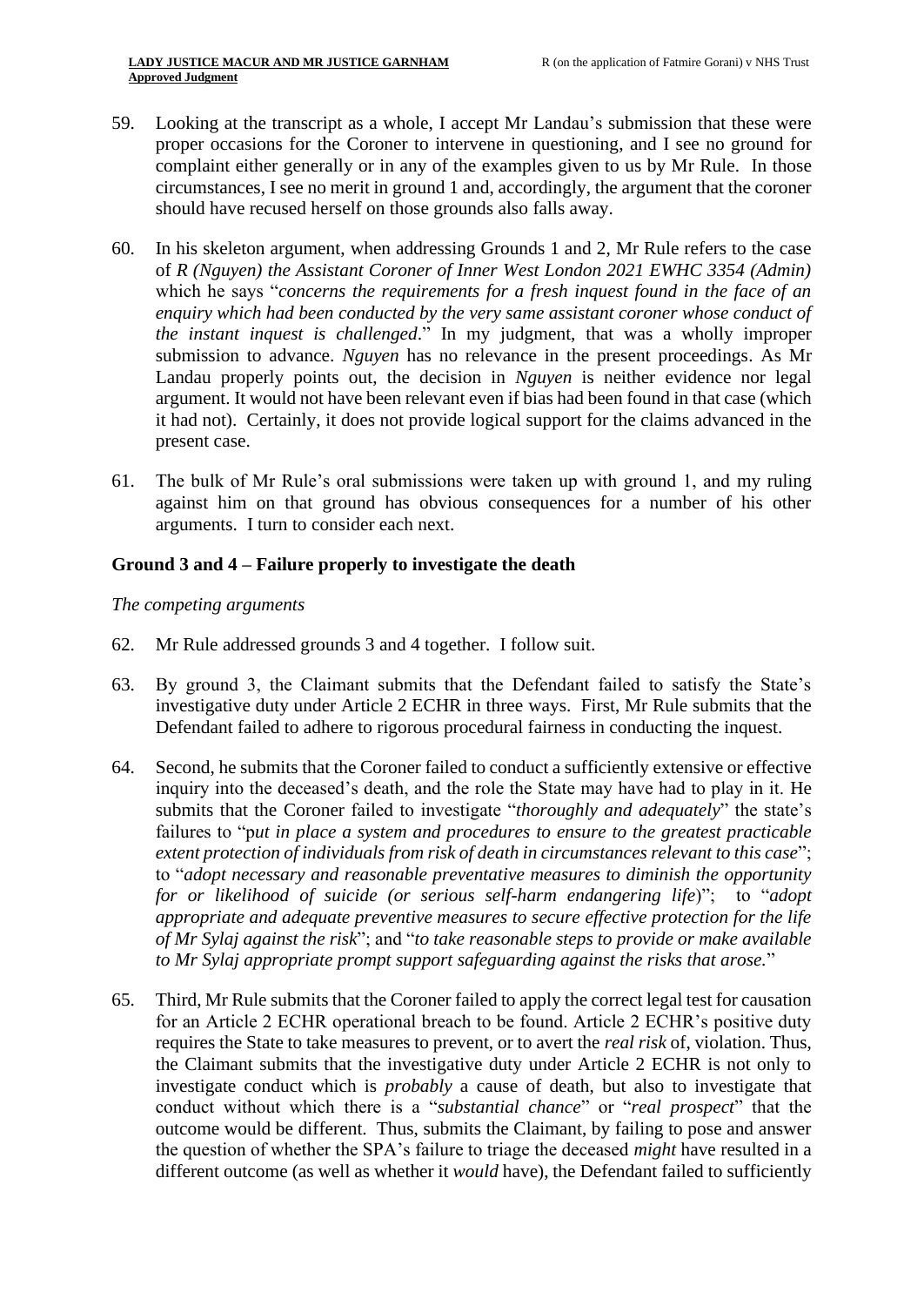59. Looking at the transcript as a whole, I accept Mr Landau's submission that these were proper occasions for the Coroner to intervene in questioning, and I see no ground for complaint either generally or in any of the examples given to us by Mr Rule. In those circumstances, I see no merit in ground 1 and, accordingly, the argument that the coroner should have recused herself on those grounds also falls away.

60. In his skeleton argument, when addressing Grounds 1 and 2, Mr Rule refers to the case of *R (Nguyen) the Assistant Coroner of Inner West London 2021 EWHC 3354 (Admin)* which he says "*concerns the requirements for a fresh inquest found in the face of an enquiry which had been conducted by the very same assistant coroner whose conduct of the instant inquest is challenged*." In my judgment, that was a wholly improper submission to advance. *Nguyen* has no relevance in the present proceedings. As Mr Landau properly points out, the decision in *Nguyen* is neither evidence nor legal argument. It would not have been relevant even if bias had been found in that case (which it had not). Certainly, it does not provide logical support for the claims advanced in the present case.

61. The bulk of Mr Rule's oral submissions were taken up with ground 1, and my ruling against him on that ground has obvious consequences for a number of his other arguments. I turn to consider each next.

## Ground 3 and 4 – Failure properly to investigate the death

*The competing arguments*

62. Mr Rule addressed grounds 3 and 4 together. I follow suit.

63. By ground 3, the Claimant submits that the Defendant failed to satisfy the State's investigative duty under Article 2 ECHR in three ways. First, Mr Rule submits that the Defendant failed to adhere to rigorous procedural fairness in conducting the inquest.

64. Second, he submits that the Coroner failed to conduct a sufficiently extensive or effective inquiry into the deceased's death, and the role the State may have had to play in it. He submits that the Coroner failed to investigate "*thoroughly and adequately*" the state's failures to "p*ut in place a system and procedures to ensure to the greatest practicable extent protection of individuals from risk of death in circumstances relevant to this case*"; to "*adopt necessary and reasonable preventative measures to diminish the opportunity for or likelihood of suicide (or serious self-harm endangering life)*"; to "*adopt appropriate and adequate preventive measures to secure effective protection for the life of Mr Sylaj against the risk*"; and "*to take reasonable steps to provide or make available to Mr Sylaj appropriate prompt support safeguarding against the risks that arose.*"

65. Third, Mr Rule submits that the Coroner failed to apply the correct legal test for causation for an Article 2 ECHR operational breach to be found. Article 2 ECHR's positive duty requires the State to take measures to prevent, or to avert the *real risk* of, violation. Thus, the Claimant submits that the investigative duty under Article 2 ECHR is not only to investigate conduct which is *probably* a cause of death, but also to investigate that conduct without which there is a "*substantial chance*" or "*real prospect*" that the outcome would be different. Thus, submits the Claimant, by failing to pose and answer the question of whether the SPA's failure to triage the deceased *might* have resulted in a different outcome (as well as whether it *would* have), the Defendant failed to sufficiently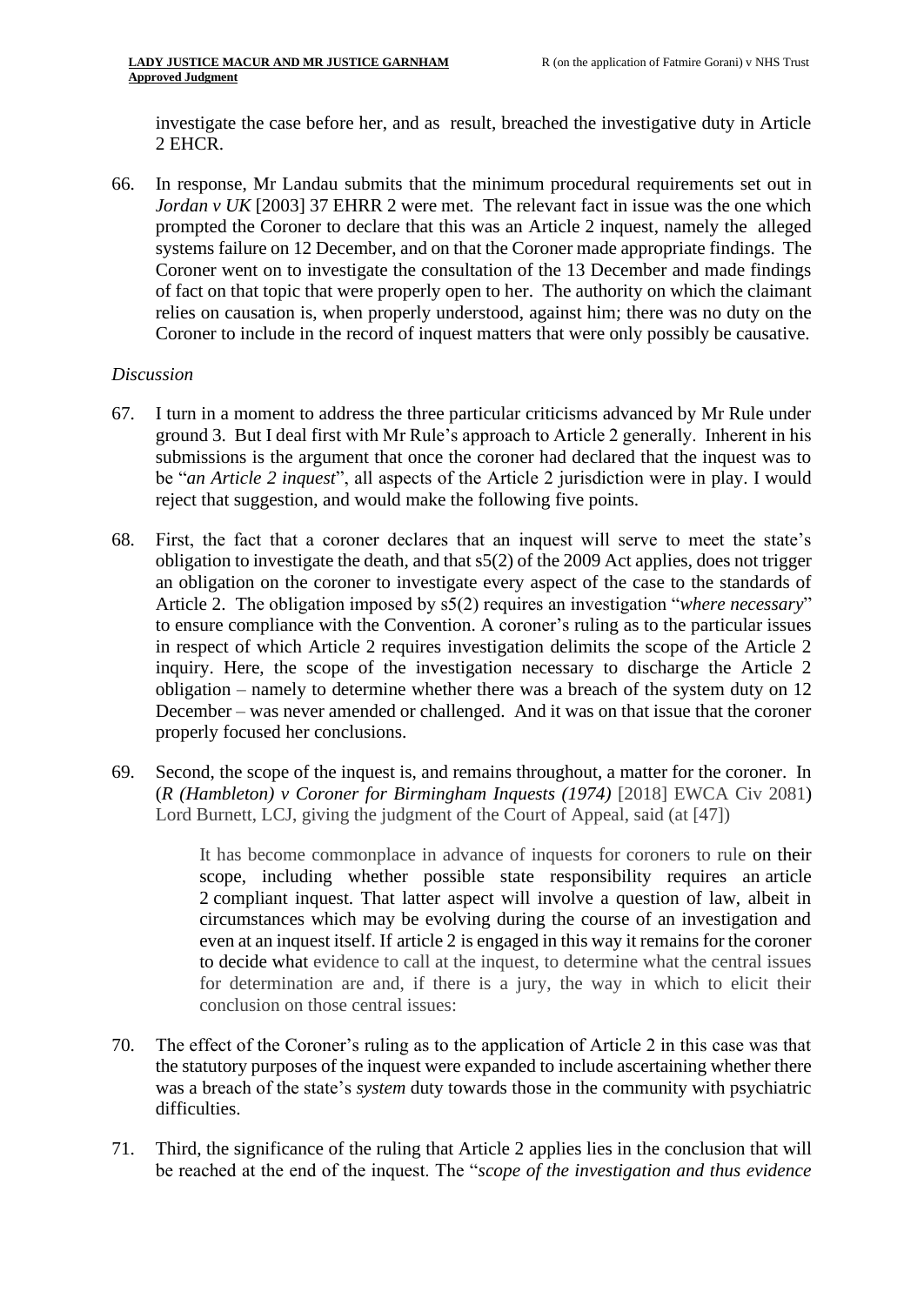investigate the case before her, and as result, breached the investigative duty in Article 2 EHCR.

66. In response, Mr Landau submits that the minimum procedural requirements set out in *Jordan v UK* [2003] 37 EHRR 2 were met. The relevant fact in issue was the one which prompted the Coroner to declare that this was an Article 2 inquest, namely the alleged systems failure on 12 December, and on that the Coroner made appropriate findings. The Coroner went on to investigate the consultation of the 13 December and made findings of fact on that topic that were properly open to her. The authority on which the claimant relies on causation is, when properly understood, against him; there was no duty on the Coroner to include in the record of inquest matters that were only possibly be causative.

*Discussion*

67. I turn in a moment to address the three particular criticisms advanced by Mr Rule under ground 3. But I deal first with Mr Rule's approach to Article 2 generally. Inherent in his submissions is the argument that once the coroner had declared that the inquest was to be "*an Article 2 inquest*", all aspects of the Article 2 jurisdiction were in play. I would reject that suggestion, and would make the following five points.

68. First, the fact that a coroner declares that an inquest will serve to meet the state's obligation to investigate the death, and that s5(2) of the 2009 Act applies, does not trigger an obligation on the coroner to investigate every aspect of the case to the standards of Article 2. The obligation imposed by s5(2) requires an investigation "*where necessary*" to ensure compliance with the Convention. A coroner's ruling as to the particular issues in respect of which Article 2 requires investigation delimits the scope of the Article 2 inquiry. Here, the scope of the investigation necessary to discharge the Article 2 obligation – namely to determine whether there was a breach of the system duty on 12 December – was never amended or challenged. And it was on that issue that the coroner properly focused her conclusions.

69. Second, the scope of the inquest is, and remains throughout, a matter for the coroner. In (*R (Hambleton) v Coroner for Birmingham Inquests (1974)* [2018] EWCA Civ 2081) Lord Burnett, LCJ, giving the judgment of the Court of Appeal, said (at [47])

> It has become commonplace in advance of inquests for coroners to rule on their scope, including whether possible state responsibility requires an article 2 compliant inquest. That latter aspect will involve a question of law, albeit in circumstances which may be evolving during the course of an investigation and even at an inquest itself. If article 2 is engaged in this way it remains for the coroner to decide what evidence to call at the inquest, to determine what the central issues for determination are and, if there is a jury, the way in which to elicit their conclusion on those central issues:

70. The effect of the Coroner's ruling as to the application of Article 2 in this case was that the statutory purposes of the inquest were expanded to include ascertaining whether there was a breach of the state's *system* duty towards those in the community with psychiatric difficulties.

71. Third, the significance of the ruling that Article 2 applies lies in the conclusion that will be reached at the end of the inquest. The "*scope of the investigation and thus evidence*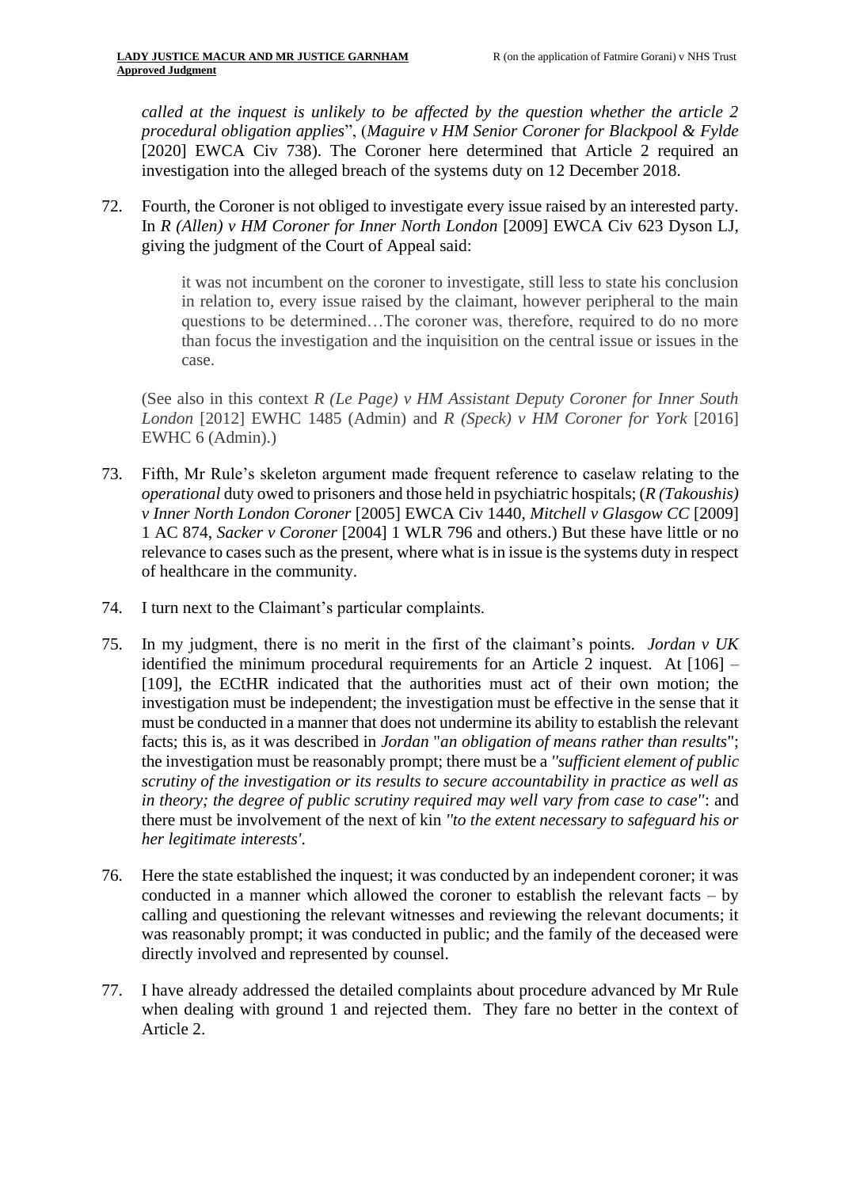*called at the inquest is unlikely to be affected by the question whether the article 2 procedural obligation applies*", (*Maguire v HM Senior Coroner for Blackpool & Fylde* [2020] EWCA Civ 738). The Coroner here determined that Article 2 required an investigation into the alleged breach of the systems duty on 12 December 2018.

72. Fourth, the Coroner is not obliged to investigate every issue raised by an interested party. In *R (Allen) v HM Coroner for Inner North London* [2009] EWCA Civ 623 Dyson LJ, giving the judgment of the Court of Appeal said:

> it was not incumbent on the coroner to investigate, still less to state his conclusion in relation to, every issue raised by the claimant, however peripheral to the main questions to be determined…The coroner was, therefore, required to do no more than focus the investigation and the inquisition on the central issue or issues in the case.

(See also in this context *R (Le Page) v HM Assistant Deputy Coroner for Inner South London* [2012] EWHC 1485 (Admin) and *R (Speck) v HM Coroner for York* [2016] EWHC 6 (Admin).)

73. Fifth, Mr Rule's skeleton argument made frequent reference to caselaw relating to the *operational* duty owed to prisoners and those held in psychiatric hospitals; (*R (Takoushis) v Inner North London Coroner* [2005] EWCA Civ 1440, *Mitchell v Glasgow CC* [2009] 1 AC 874, *Sacker v Coroner* [2004] 1 WLR 796 and others.) But these have little or no relevance to cases such as the present, where what is in issue is the systems duty in respect of healthcare in the community.

74. I turn next to the Claimant's particular complaints.

75. In my judgment, there is no merit in the first of the claimant's points. *Jordan v UK* identified the minimum procedural requirements for an Article 2 inquest. At [106] – [109], the ECtHR indicated that the authorities must act of their own motion; the investigation must be independent; the investigation must be effective in the sense that it must be conducted in a manner that does not undermine its ability to establish the relevant facts; this is, as it was described in *Jordan* "*an obligation of means rather than results*"; the investigation must be reasonably prompt; there must be a *"sufficient element of public scrutiny of the investigation or its results to secure accountability in practice as well as in theory; the degree of public scrutiny required may well vary from case to case"*: and there must be involvement of the next of kin *"to the extent necessary to safeguard his or her legitimate interests'*.

76. Here the state established the inquest; it was conducted by an independent coroner; it was conducted in a manner which allowed the coroner to establish the relevant facts – by calling and questioning the relevant witnesses and reviewing the relevant documents; it was reasonably prompt; it was conducted in public; and the family of the deceased were directly involved and represented by counsel.

77. I have already addressed the detailed complaints about procedure advanced by Mr Rule when dealing with ground 1 and rejected them. They fare no better in the context of Article 2.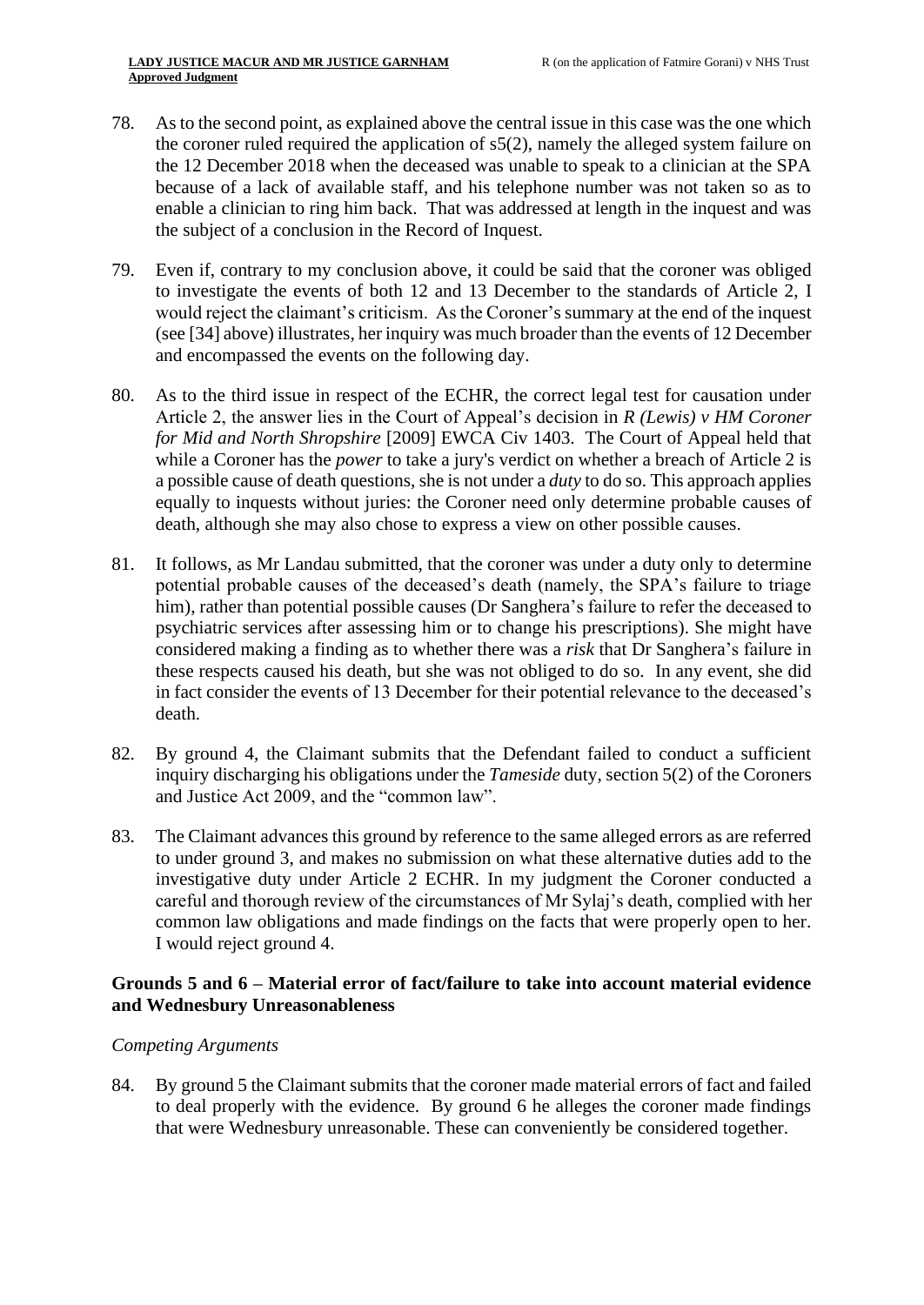78. As to the second point, as explained above the central issue in this case was the one which the coroner ruled required the application of s5(2), namely the alleged system failure on the 12 December 2018 when the deceased was unable to speak to a clinician at the SPA because of a lack of available staff, and his telephone number was not taken so as to enable a clinician to ring him back. That was addressed at length in the inquest and was the subject of a conclusion in the Record of Inquest.

79. Even if, contrary to my conclusion above, it could be said that the coroner was obliged to investigate the events of both 12 and 13 December to the standards of Article 2, I would reject the claimant's criticism. As the Coroner's summary at the end of the inquest (see [34] above) illustrates, her inquiry was much broader than the events of 12 December and encompassed the events on the following day.

80. As to the third issue in respect of the ECHR, the correct legal test for causation under Article 2, the answer lies in the Court of Appeal's decision in *R (Lewis) v HM Coroner for Mid and North Shropshire* [2009] EWCA Civ 1403. The Court of Appeal held that while a Coroner has the *power* to take a jury's verdict on whether a breach of Article 2 is a possible cause of death questions, she is not under a *duty* to do so. This approach applies equally to inquests without juries: the Coroner need only determine probable causes of death, although she may also chose to express a view on other possible causes.

81. It follows, as Mr Landau submitted, that the coroner was under a duty only to determine potential probable causes of the deceased's death (namely, the SPA's failure to triage him), rather than potential possible causes (Dr Sanghera's failure to refer the deceased to psychiatric services after assessing him or to change his prescriptions). She might have considered making a finding as to whether there was a *risk* that Dr Sanghera's failure in these respects caused his death, but she was not obliged to do so. In any event, she did in fact consider the events of 13 December for their potential relevance to the deceased's death.

82. By ground 4, the Claimant submits that the Defendant failed to conduct a sufficient inquiry discharging his obligations under the *Tameside* duty, section 5(2) of the Coroners and Justice Act 2009, and the "common law".

83. The Claimant advances this ground by reference to the same alleged errors as are referred to under ground 3, and makes no submission on what these alternative duties add to the investigative duty under Article 2 ECHR. In my judgment the Coroner conducted a careful and thorough review of the circumstances of Mr Sylaj's death, complied with her common law obligations and made findings on the facts that were properly open to her. I would reject ground 4.

### Grounds 5 and 6 – Material error of fact/failure to take into account material evidence and Wednesbury Unreasonableness

*Competing Arguments*

84. By ground 5 the Claimant submits that the coroner made material errors of fact and failed to deal properly with the evidence. By ground 6 he alleges the coroner made findings that were Wednesbury unreasonable. These can conveniently be considered together.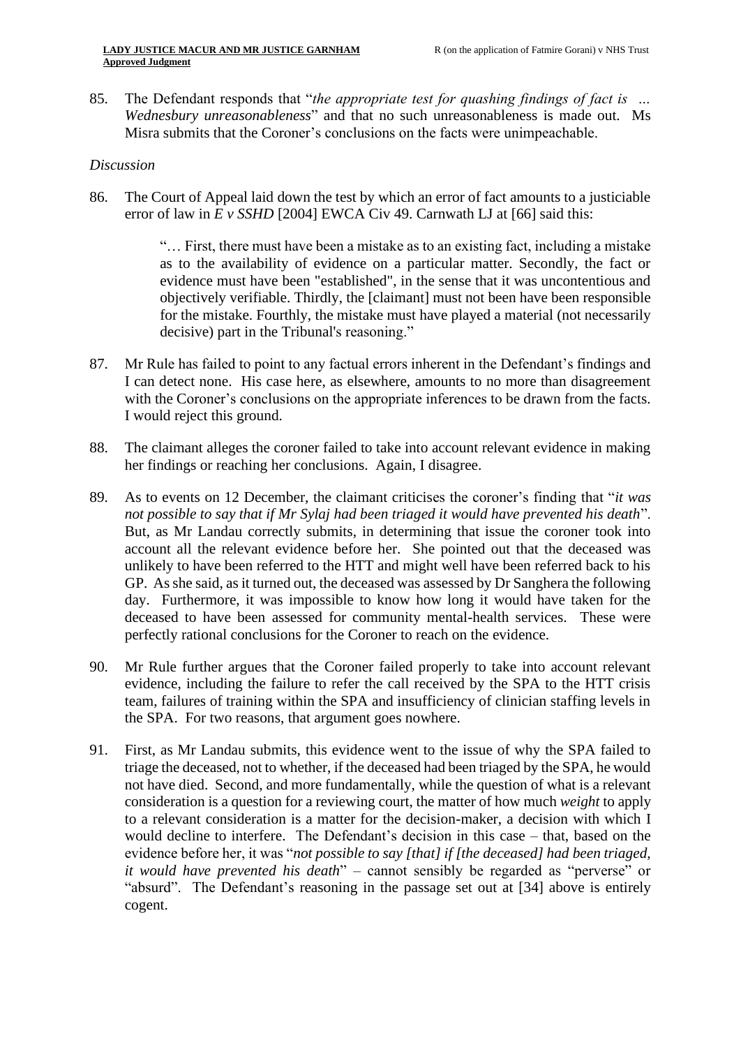85. The Defendant responds that "*the appropriate test for quashing findings of fact is … Wednesbury unreasonableness*" and that no such unreasonableness is made out. Ms Misra submits that the Coroner's conclusions on the facts were unimpeachable.

*Discussion*

86. The Court of Appeal laid down the test by which an error of fact amounts to a justiciable error of law in *E v SSHD* [2004] EWCA Civ 49. Carnwath LJ at [66] said this:

> "… First, there must have been a mistake as to an existing fact, including a mistake as to the availability of evidence on a particular matter. Secondly, the fact or evidence must have been "established", in the sense that it was uncontentious and objectively verifiable. Thirdly, the [claimant] must not been have been responsible for the mistake. Fourthly, the mistake must have played a material (not necessarily decisive) part in the Tribunal's reasoning."

87. Mr Rule has failed to point to any factual errors inherent in the Defendant's findings and I can detect none. His case here, as elsewhere, amounts to no more than disagreement with the Coroner's conclusions on the appropriate inferences to be drawn from the facts. I would reject this ground.

88. The claimant alleges the coroner failed to take into account relevant evidence in making her findings or reaching her conclusions. Again, I disagree.

89. As to events on 12 December, the claimant criticises the coroner's finding that "*it was not possible to say that if Mr Sylaj had been triaged it would have prevented his death*". But, as Mr Landau correctly submits, in determining that issue the coroner took into account all the relevant evidence before her. She pointed out that the deceased was unlikely to have been referred to the HTT and might well have been referred back to his GP. As she said, as it turned out, the deceased was assessed by Dr Sanghera the following day. Furthermore, it was impossible to know how long it would have taken for the deceased to have been assessed for community mental-health services. These were perfectly rational conclusions for the Coroner to reach on the evidence.

90. Mr Rule further argues that the Coroner failed properly to take into account relevant evidence, including the failure to refer the call received by the SPA to the HTT crisis team, failures of training within the SPA and insufficiency of clinician staffing levels in the SPA. For two reasons, that argument goes nowhere.

91. First, as Mr Landau submits, this evidence went to the issue of why the SPA failed to triage the deceased, not to whether, if the deceased had been triaged by the SPA, he would not have died. Second, and more fundamentally, while the question of what is a relevant consideration is a question for a reviewing court, the matter of how much *weight* to apply to a relevant consideration is a matter for the decision-maker, a decision with which I would decline to interfere. The Defendant's decision in this case – that, based on the evidence before her, it was "*not possible to say [that] if [the deceased] had been triaged, it would have prevented his death*" – cannot sensibly be regarded as "perverse" or "absurd". The Defendant's reasoning in the passage set out at [34] above is entirely cogent.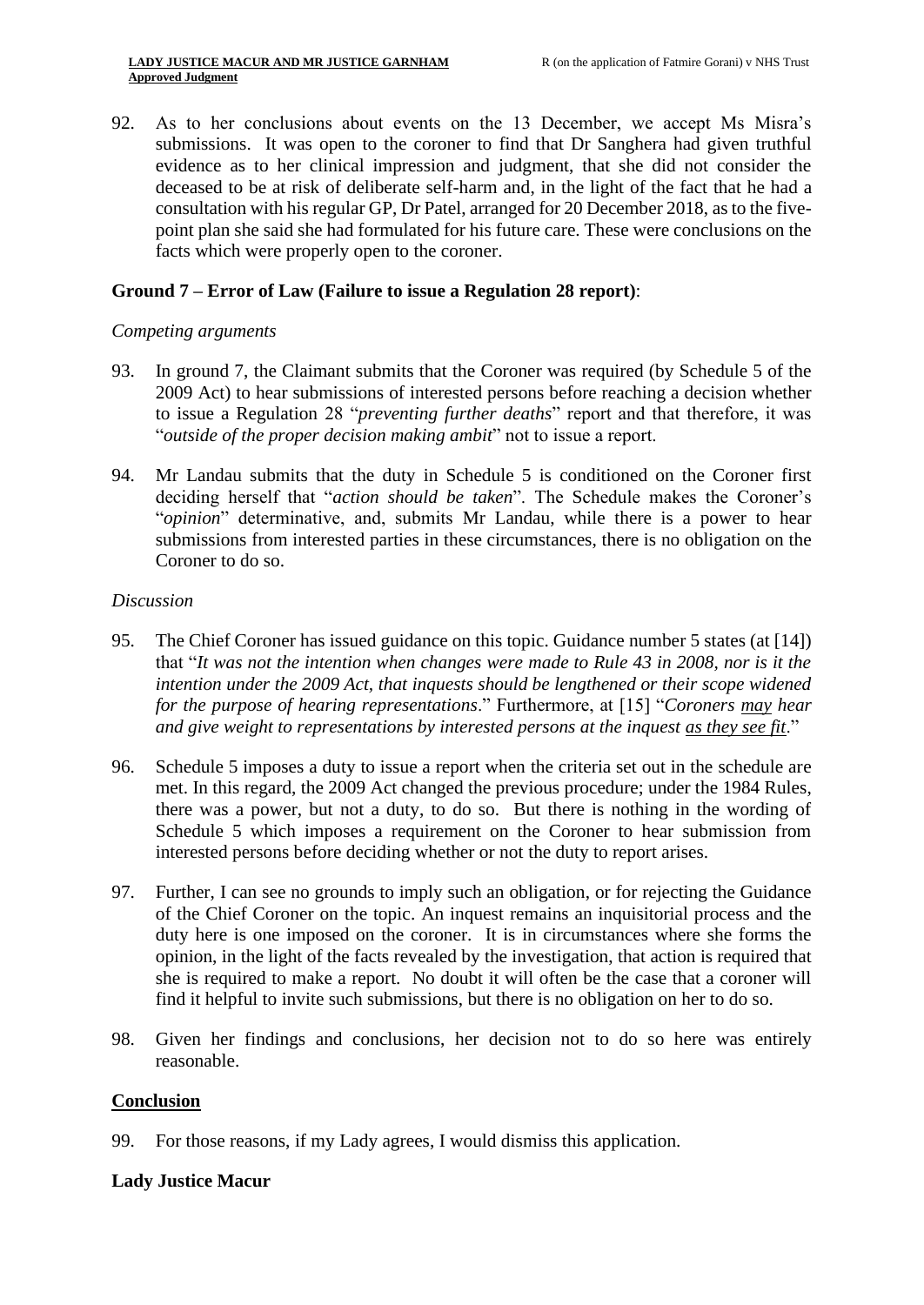92. As to her conclusions about events on the 13 December, we accept Ms Misra's submissions. It was open to the coroner to find that Dr Sanghera had given truthful evidence as to her clinical impression and judgment, that she did not consider the deceased to be at risk of deliberate self-harm and, in the light of the fact that he had a consultation with his regular GP, Dr Patel, arranged for 20 December 2018, as to the five-point plan she said she had formulated for his future care. These were conclusions on the facts which were properly open to the coroner.

### Ground 7 – Error of Law (Failure to issue a Regulation 28 report):

*Competing arguments*

93. In ground 7, the Claimant submits that the Coroner was required (by Schedule 5 of the 2009 Act) to hear submissions of interested persons before reaching a decision whether to issue a Regulation 28 "*preventing further deaths*" report and that therefore, it was "*outside of the proper decision making ambit*" not to issue a report.

94. Mr Landau submits that the duty in Schedule 5 is conditioned on the Coroner first deciding herself that "*action should be taken*". The Schedule makes the Coroner's "*opinion*" determinative, and, submits Mr Landau, while there is a power to hear submissions from interested parties in these circumstances, there is no obligation on the Coroner to do so.

*Discussion*

95. The Chief Coroner has issued guidance on this topic. Guidance number 5 states (at [14]) that "*It was not the intention when changes were made to Rule 43 in 2008, nor is it the intention under the 2009 Act, that inquests should be lengthened or their scope widened for the purpose of hearing representations*." Furthermore, at [15] "*Coroners <u>may</u> hear and give weight to representations by interested persons at the inquest <u>as they see fit</u>.*"

96. Schedule 5 imposes a duty to issue a report when the criteria set out in the schedule are met. In this regard, the 2009 Act changed the previous procedure; under the 1984 Rules, there was a power, but not a duty, to do so. But there is nothing in the wording of Schedule 5 which imposes a requirement on the Coroner to hear submission from interested persons before deciding whether or not the duty to report arises.

97. Further, I can see no grounds to imply such an obligation, or for rejecting the Guidance of the Chief Coroner on the topic. An inquest remains an inquisitorial process and the duty here is one imposed on the coroner. It is in circumstances where she forms the opinion, in the light of the facts revealed by the investigation, that action is required that she is required to make a report. No doubt it will often be the case that a coroner will find it helpful to invite such submissions, but there is no obligation on her to do so.

98. Given her findings and conclusions, her decision not to do so here was entirely reasonable.

## <u>Conclusion</u>

99. For those reasons, if my Lady agrees, I would dismiss this application.

### Lady Justice Macur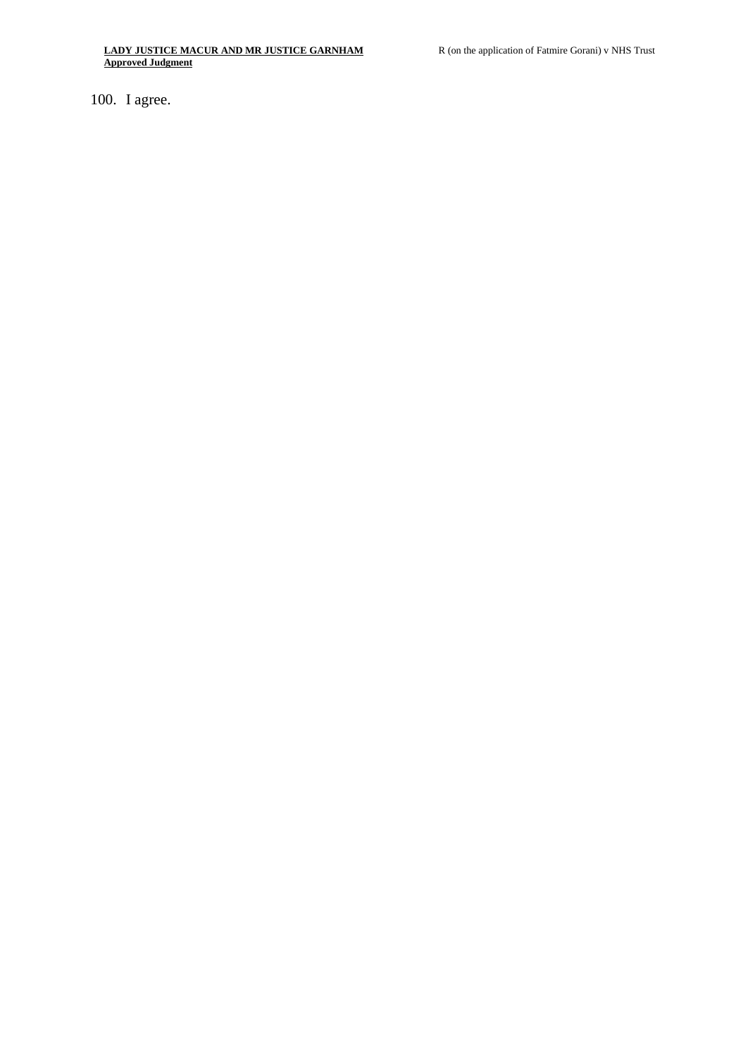100. I agree.